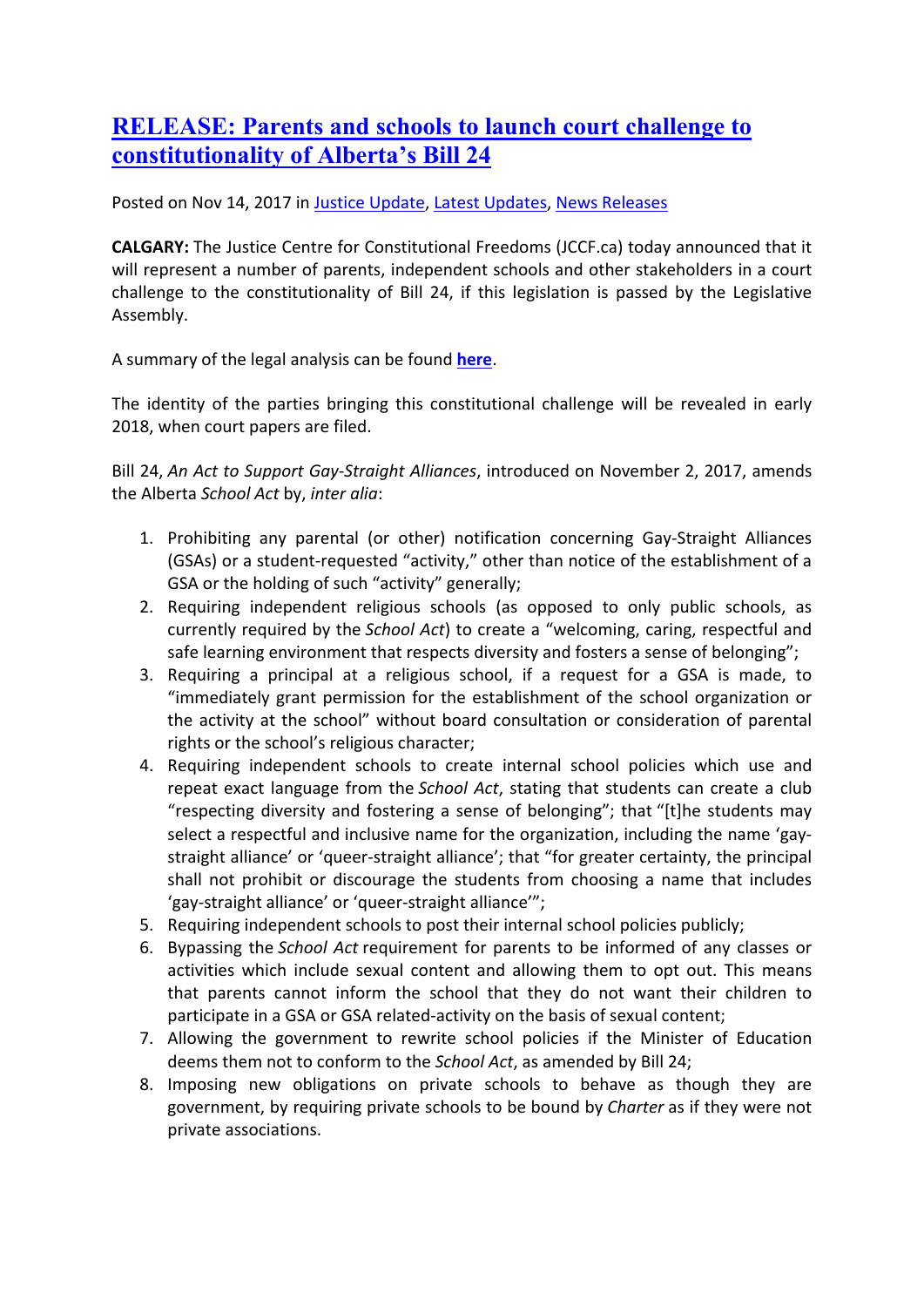# [RELEASE: Parents and schools to launch court challenge to constitutionality of Alberta's Bill 24]()

Posted on Nov 14, 2017 in [Justice Update](), [Latest Updates](), [News Releases]()

**CALGARY:** The Justice Centre for Constitutional Freedoms (JCCF.ca) today announced that it will represent a number of parents, independent schools and other stakeholders in a court challenge to the constitutionality of Bill 24, if this legislation is passed by the Legislative Assembly.

A summary of the legal analysis can be found **[here]()**.

The identity of the parties bringing this constitutional challenge will be revealed in early 2018, when court papers are filed.

Bill 24, *An Act to Support Gay-Straight Alliances*, introduced on November 2, 2017, amends the Alberta *School Act* by, *inter alia*:

1. Prohibiting any parental (or other) notification concerning Gay-Straight Alliances (GSAs) or a student-requested "activity," other than notice of the establishment of a GSA or the holding of such "activity" generally;
2. Requiring independent religious schools (as opposed to only public schools, as currently required by the *School Act*) to create a "welcoming, caring, respectful and safe learning environment that respects diversity and fosters a sense of belonging";
3. Requiring a principal at a religious school, if a request for a GSA is made, to "immediately grant permission for the establishment of the school organization or the activity at the school" without board consultation or consideration of parental rights or the school's religious character;
4. Requiring independent schools to create internal school policies which use and repeat exact language from the *School Act*, stating that students can create a club "respecting diversity and fostering a sense of belonging"; that "[t]he students may select a respectful and inclusive name for the organization, including the name 'gay-straight alliance' or 'queer-straight alliance'; that "for greater certainty, the principal shall not prohibit or discourage the students from choosing a name that includes 'gay-straight alliance' or 'queer-straight alliance'";
5. Requiring independent schools to post their internal school policies publicly;
6. Bypassing the *School Act* requirement for parents to be informed of any classes or activities which include sexual content and allowing them to opt out. This means that parents cannot inform the school that they do not want their children to participate in a GSA or GSA related-activity on the basis of sexual content;
7. Allowing the government to rewrite school policies if the Minister of Education deems them not to conform to the *School Act*, as amended by Bill 24;
8. Imposing new obligations on private schools to behave as though they are government, by requiring private schools to be bound by *Charter* as if they were not private associations.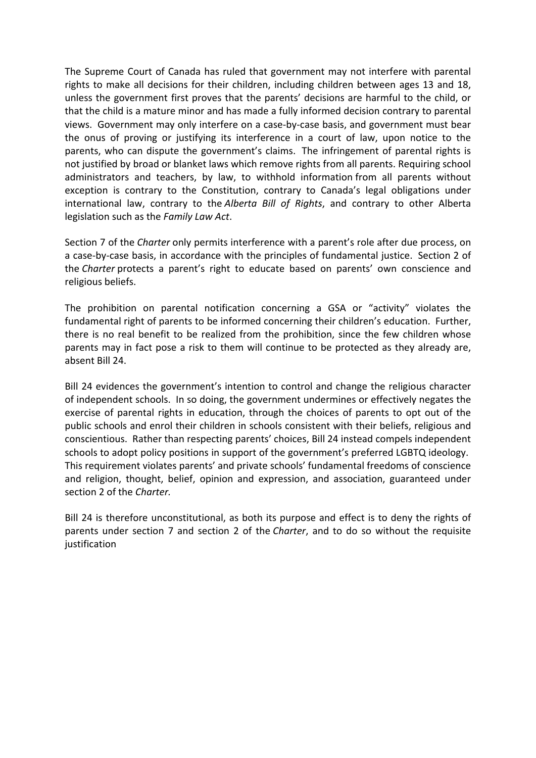The Supreme Court of Canada has ruled that government may not interfere with parental rights to make all decisions for their children, including children between ages 13 and 18, unless the government first proves that the parents' decisions are harmful to the child, or that the child is a mature minor and has made a fully informed decision contrary to parental views. Government may only interfere on a case-by-case basis, and government must bear the onus of proving or justifying its interference in a court of law, upon notice to the parents, who can dispute the government's claims. The infringement of parental rights is not justified by broad or blanket laws which remove rights from all parents. Requiring school administrators and teachers, by law, to withhold information from all parents without exception is contrary to the Constitution, contrary to Canada's legal obligations under international law, contrary to the *Alberta Bill of Rights*, and contrary to other Alberta legislation such as the *Family Law Act*.

Section 7 of the *Charter* only permits interference with a parent's role after due process, on a case-by-case basis, in accordance with the principles of fundamental justice. Section 2 of the *Charter* protects a parent's right to educate based on parents' own conscience and religious beliefs.

The prohibition on parental notification concerning a GSA or "activity" violates the fundamental right of parents to be informed concerning their children's education. Further, there is no real benefit to be realized from the prohibition, since the few children whose parents may in fact pose a risk to them will continue to be protected as they already are, absent Bill 24.

Bill 24 evidences the government's intention to control and change the religious character of independent schools. In so doing, the government undermines or effectively negates the exercise of parental rights in education, through the choices of parents to opt out of the public schools and enrol their children in schools consistent with their beliefs, religious and conscientious. Rather than respecting parents' choices, Bill 24 instead compels independent schools to adopt policy positions in support of the government's preferred LGBTQ ideology. This requirement violates parents' and private schools' fundamental freedoms of conscience and religion, thought, belief, opinion and expression, and association, guaranteed under section 2 of the *Charter.*

Bill 24 is therefore unconstitutional, as both its purpose and effect is to deny the rights of parents under section 7 and section 2 of the *Charter*, and to do so without the requisite justification